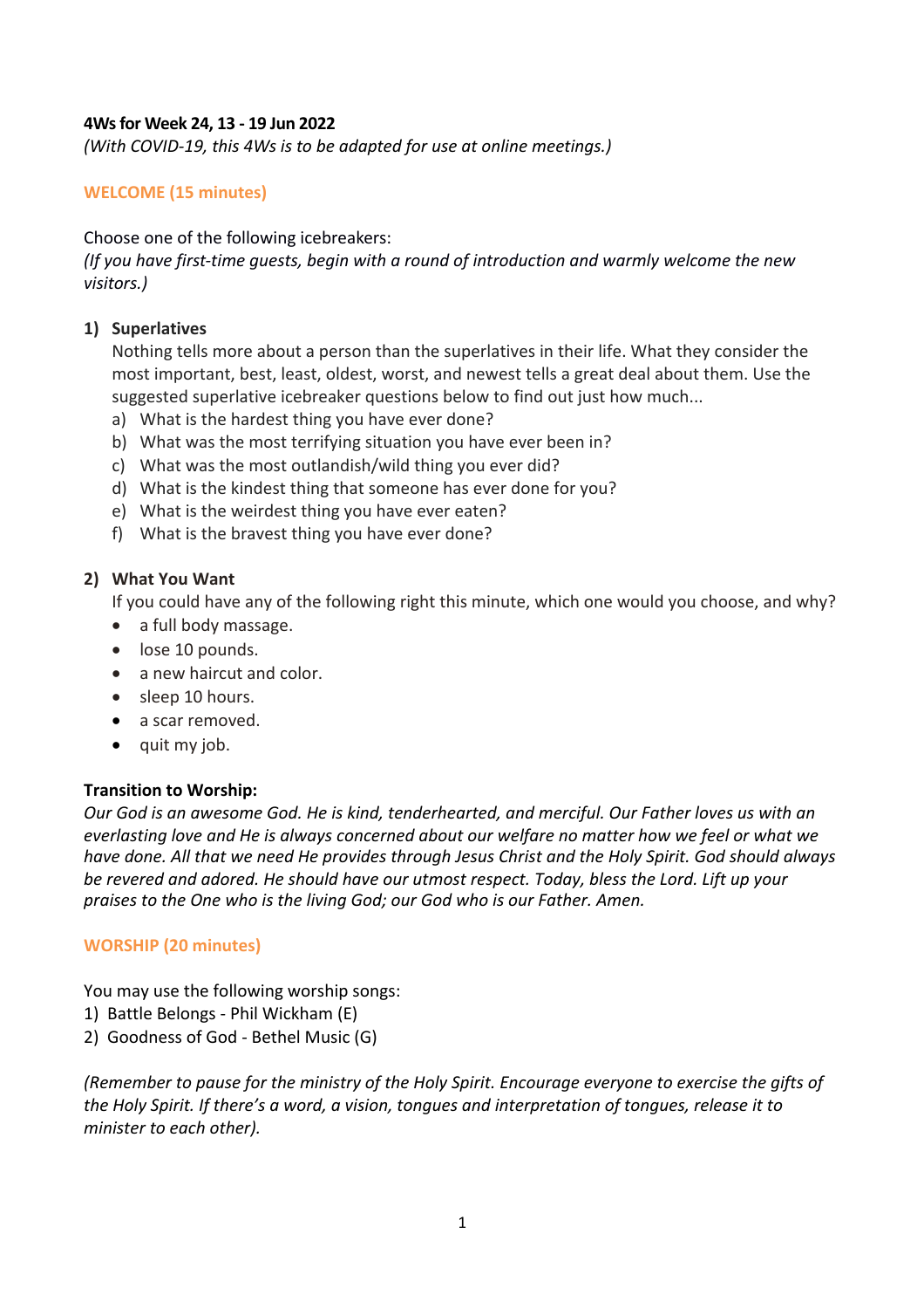**4Ws for Week 24, 13 - 19 Jun 2022**

*(With COVID-19, this 4Ws is to be adapted for use at online meetings.)*

## WELCOME (15 minutes)

Choose one of the following icebreakers:

*(If you have first-time guests, begin with a round of introduction and warmly welcome the new visitors.)*

1) **Superlatives**

   Nothing tells more about a person than the superlatives in their life. What they consider the most important, best, least, oldest, worst, and newest tells a great deal about them. Use the suggested superlative icebreaker questions below to find out just how much...

   a) What is the hardest thing you have ever done?
   b) What was the most terrifying situation you have ever been in?
   c) What was the most outlandish/wild thing you ever did?
   d) What is the kindest thing that someone has ever done for you?
   e) What is the weirdest thing you have ever eaten?
   f) What is the bravest thing you have ever done?

2) **What You Want**

   If you could have any of the following right this minute, which one would you choose, and why?

   - a full body massage.
   - lose 10 pounds.
   - a new haircut and color.
   - sleep 10 hours.
   - a scar removed.
   - quit my job.

**Transition to Worship:**

*Our God is an awesome God. He is kind, tenderhearted, and merciful. Our Father loves us with an everlasting love and He is always concerned about our welfare no matter how we feel or what we have done. All that we need He provides through Jesus Christ and the Holy Spirit. God should always be revered and adored. He should have our utmost respect. Today, bless the Lord. Lift up your praises to the One who is the living God; our God who is our Father. Amen.*

## WORSHIP (20 minutes)

You may use the following worship songs:

1) Battle Belongs - Phil Wickham (E)
2) Goodness of God - Bethel Music (G)

*(Remember to pause for the ministry of the Holy Spirit. Encourage everyone to exercise the gifts of the Holy Spirit. If there's a word, a vision, tongues and interpretation of tongues, release it to minister to each other).*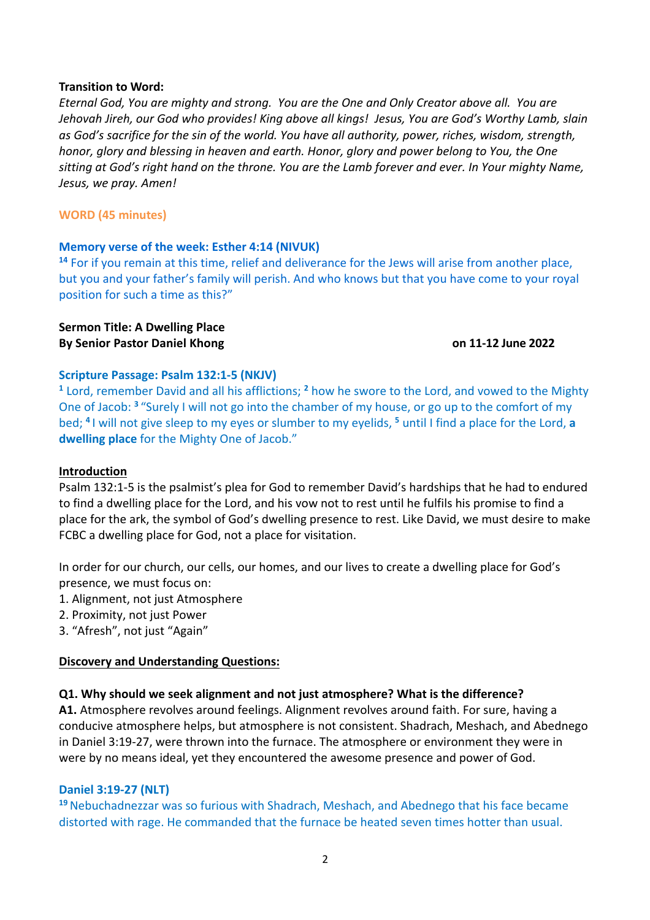**Transition to Word:**

*Eternal God, You are mighty and strong. You are the One and Only Creator above all. You are Jehovah Jireh, our God who provides! King above all kings! Jesus, You are God's Worthy Lamb, slain as God's sacrifice for the sin of the world. You have all authority, power, riches, wisdom, strength, honor, glory and blessing in heaven and earth. Honor, glory and power belong to You, the One sitting at God's right hand on the throne. You are the Lamb forever and ever. In Your mighty Name, Jesus, we pray. Amen!*

**WORD (45 minutes)**

**Memory verse of the week: Esther 4:14 (NIVUK)**

[14] For if you remain at this time, relief and deliverance for the Jews will arise from another place, but you and your father's family will perish. And who knows but that you have come to your royal position for such a time as this?"

**Sermon Title: A Dwelling Place**
**By Senior Pastor Daniel Khong** **on 11-12 June 2022**

**Scripture Passage: Psalm 132:1-5 (NKJV)**

[1] Lord, remember David and all his afflictions; [2] how he swore to the Lord, and vowed to the Mighty One of Jacob: [3] "Surely I will not go into the chamber of my house, or go up to the comfort of my bed; [4] I will not give sleep to my eyes or slumber to my eyelids, [5] until I find a place for the Lord, **a dwelling place** for the Mighty One of Jacob."

**Introduction**

Psalm 132:1-5 is the psalmist's plea for God to remember David's hardships that he had to endured to find a dwelling place for the Lord, and his vow not to rest until he fulfils his promise to find a place for the ark, the symbol of God's dwelling presence to rest. Like David, we must desire to make FCBC a dwelling place for God, not a place for visitation.

In order for our church, our cells, our homes, and our lives to create a dwelling place for God's presence, we must focus on:

1. Alignment, not just Atmosphere
2. Proximity, not just Power
3. "Afresh", not just "Again"

**Discovery and Understanding Questions:**

**Q1. Why should we seek alignment and not just atmosphere? What is the difference?**

**A1.** Atmosphere revolves around feelings. Alignment revolves around faith. For sure, having a conducive atmosphere helps, but atmosphere is not consistent. Shadrach, Meshach, and Abednego in Daniel 3:19-27, were thrown into the furnace. The atmosphere or environment they were in were by no means ideal, yet they encountered the awesome presence and power of God.

**Daniel 3:19-27 (NLT)**

[19] Nebuchadnezzar was so furious with Shadrach, Meshach, and Abednego that his face became distorted with rage. He commanded that the furnace be heated seven times hotter than usual.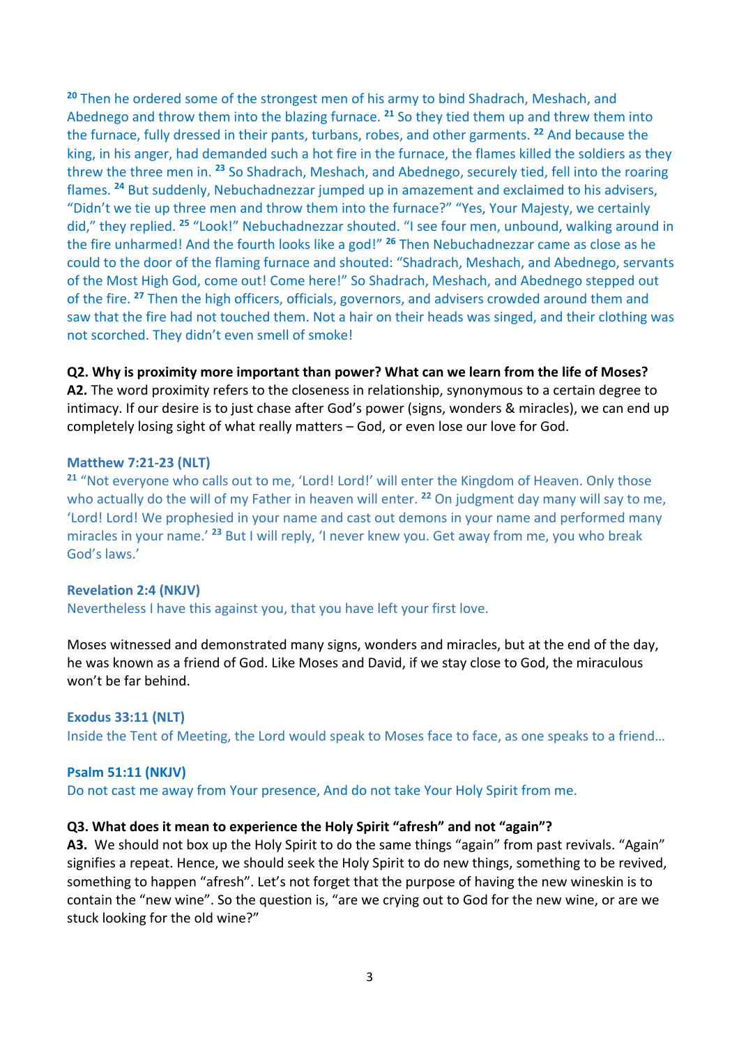[20] Then he ordered some of the strongest men of his army to bind Shadrach, Meshach, and Abednego and throw them into the blazing furnace. [21] So they tied them up and threw them into the furnace, fully dressed in their pants, turbans, robes, and other garments. [22] And because the king, in his anger, had demanded such a hot fire in the furnace, the flames killed the soldiers as they threw the three men in. [23] So Shadrach, Meshach, and Abednego, securely tied, fell into the roaring flames. [24] But suddenly, Nebuchadnezzar jumped up in amazement and exclaimed to his advisers, "Didn't we tie up three men and throw them into the furnace?" "Yes, Your Majesty, we certainly did," they replied. [25] "Look!" Nebuchadnezzar shouted. "I see four men, unbound, walking around in the fire unharmed! And the fourth looks like a god!" [26] Then Nebuchadnezzar came as close as he could to the door of the flaming furnace and shouted: "Shadrach, Meshach, and Abednego, servants of the Most High God, come out! Come here!" So Shadrach, Meshach, and Abednego stepped out of the fire. [27] Then the high officers, officials, governors, and advisers crowded around them and saw that the fire had not touched them. Not a hair on their heads was singed, and their clothing was not scorched. They didn't even smell of smoke!

**Q2. Why is proximity more important than power? What can we learn from the life of Moses?**
**A2.** The word proximity refers to the closeness in relationship, synonymous to a certain degree to intimacy. If our desire is to just chase after God's power (signs, wonders & miracles), we can end up completely losing sight of what really matters – God, or even lose our love for God.

**Matthew 7:21-23 (NLT)**
[21] "Not everyone who calls out to me, 'Lord! Lord!' will enter the Kingdom of Heaven. Only those who actually do the will of my Father in heaven will enter. [22] On judgment day many will say to me, 'Lord! Lord! We prophesied in your name and cast out demons in your name and performed many miracles in your name.' [23] But I will reply, 'I never knew you. Get away from me, you who break God's laws.'

**Revelation 2:4 (NKJV)**
Nevertheless I have this against you, that you have left your first love.

Moses witnessed and demonstrated many signs, wonders and miracles, but at the end of the day, he was known as a friend of God. Like Moses and David, if we stay close to God, the miraculous won't be far behind.

**Exodus 33:11 (NLT)**
Inside the Tent of Meeting, the Lord would speak to Moses face to face, as one speaks to a friend…

**Psalm 51:11 (NKJV)**
Do not cast me away from Your presence, And do not take Your Holy Spirit from me.

**Q3. What does it mean to experience the Holy Spirit "afresh" and not "again"?**
**A3.** We should not box up the Holy Spirit to do the same things "again" from past revivals. "Again" signifies a repeat. Hence, we should seek the Holy Spirit to do new things, something to be revived, something to happen "afresh". Let's not forget that the purpose of having the new wineskin is to contain the "new wine". So the question is, "are we crying out to God for the new wine, or are we stuck looking for the old wine?"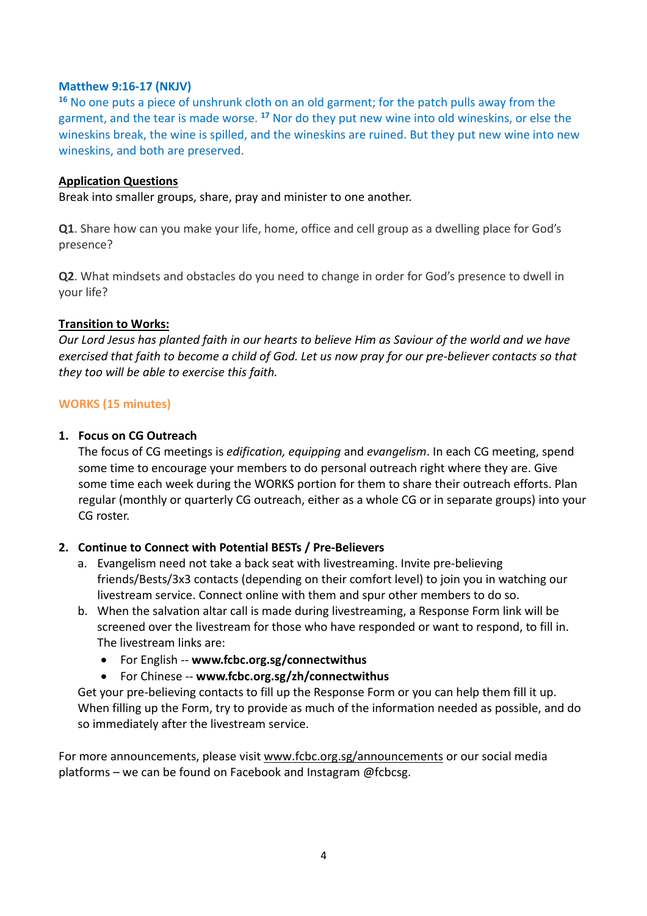**Matthew 9:16-17 (NKJV)**

16 No one puts a piece of unshrunk cloth on an old garment; for the patch pulls away from the garment, and the tear is made worse. 17 Nor do they put new wine into old wineskins, or else the wineskins break, the wine is spilled, and the wineskins are ruined. But they put new wine into new wineskins, and both are preserved.

**Application Questions**

Break into smaller groups, share, pray and minister to one another.

**Q1**. Share how can you make your life, home, office and cell group as a dwelling place for God's presence?

**Q2**. What mindsets and obstacles do you need to change in order for God's presence to dwell in your life?

**Transition to Works:**

*Our Lord Jesus has planted faith in our hearts to believe Him as Saviour of the world and we have exercised that faith to become a child of God. Let us now pray for our pre-believer contacts so that they too will be able to exercise this faith.*

**WORKS (15 minutes)**

1. **Focus on CG Outreach**
   The focus of CG meetings is *edification, equipping* and *evangelism*. In each CG meeting, spend some time to encourage your members to do personal outreach right where they are. Give some time each week during the WORKS portion for them to share their outreach efforts. Plan regular (monthly or quarterly CG outreach, either as a whole CG or in separate groups) into your CG roster.

2. **Continue to Connect with Potential BESTs / Pre-Believers**
   a. Evangelism need not take a back seat with livestreaming. Invite pre-believing friends/Bests/3x3 contacts (depending on their comfort level) to join you in watching our livestream service. Connect online with them and spur other members to do so.
   b. When the salvation altar call is made during livestreaming, a Response Form link will be screened over the livestream for those who have responded or want to respond, to fill in. The livestream links are:
      - For English -- **www.fcbc.org.sg/connectwithus**
      - For Chinese -- **www.fcbc.org.sg/zh/connectwithus**

   Get your pre-believing contacts to fill up the Response Form or you can help them fill it up. When filling up the Form, try to provide as much of the information needed as possible, and do so immediately after the livestream service.

For more announcements, please visit www.fcbc.org.sg/announcements or our social media platforms – we can be found on Facebook and Instagram @fcbcsg.